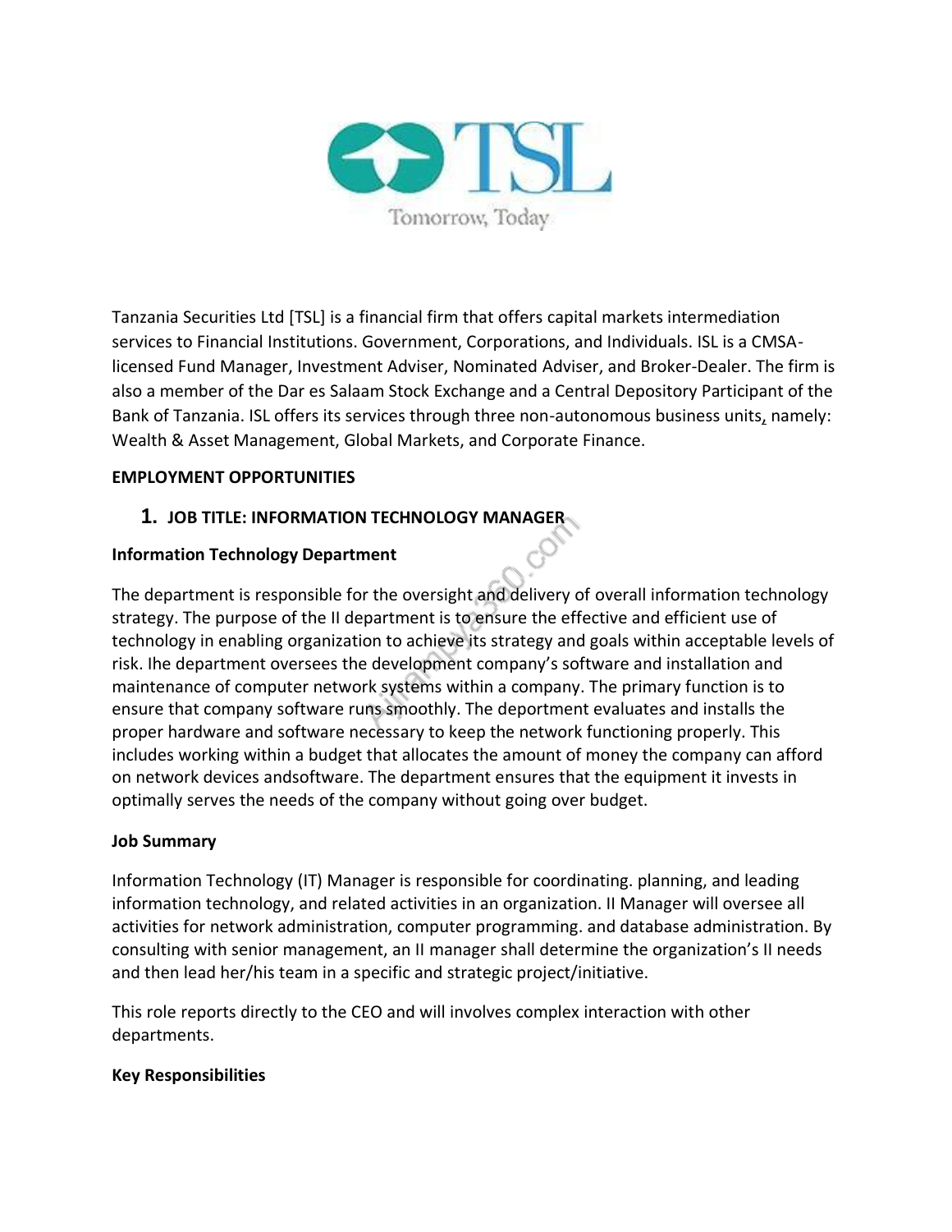Tanzania Securities Ltd [TSL] is a financial firm that offers capital markets intermediation services to Financial Institutions. Government, Corporations, and Individuals. ISL is a CMSA-licensed Fund Manager, Investment Adviser, Nominated Adviser, and Broker-Dealer. The firm is also a member of the Dar es Salaam Stock Exchange and a Central Depository Participant of the Bank of Tanzania. ISL offers its services through three non-autonomous business units, namely: Wealth & Asset Management, Global Markets, and Corporate Finance.

**EMPLOYMENT OPPORTUNITIES**

## 1. JOB TITLE: INFORMATION TECHNOLOGY MANAGER

**Information Technology Department**

The department is responsible for the oversight and delivery of overall information technology strategy. The purpose of the II department is to ensure the effective and efficient use of technology in enabling organization to achieve its strategy and goals within acceptable levels of risk. Ihe department oversees the development company's software and installation and maintenance of computer network systems within a company. The primary function is to ensure that company software runs smoothly. The deportment evaluates and installs the proper hardware and software necessary to keep the network functioning properly. This includes working within a budget that allocates the amount of money the company can afford on network devices andsoftware. The department ensures that the equipment it invests in optimally serves the needs of the company without going over budget.

**Job Summary**

Information Technology (IT) Manager is responsible for coordinating. planning, and leading information technology, and related activities in an organization. II Manager will oversee all activities for network administration, computer programming. and database administration. By consulting with senior management, an II manager shall determine the organization's II needs and then lead her/his team in a specific and strategic project/initiative.

This role reports directly to the CEO and will involves complex interaction with other departments.

**Key Responsibilities**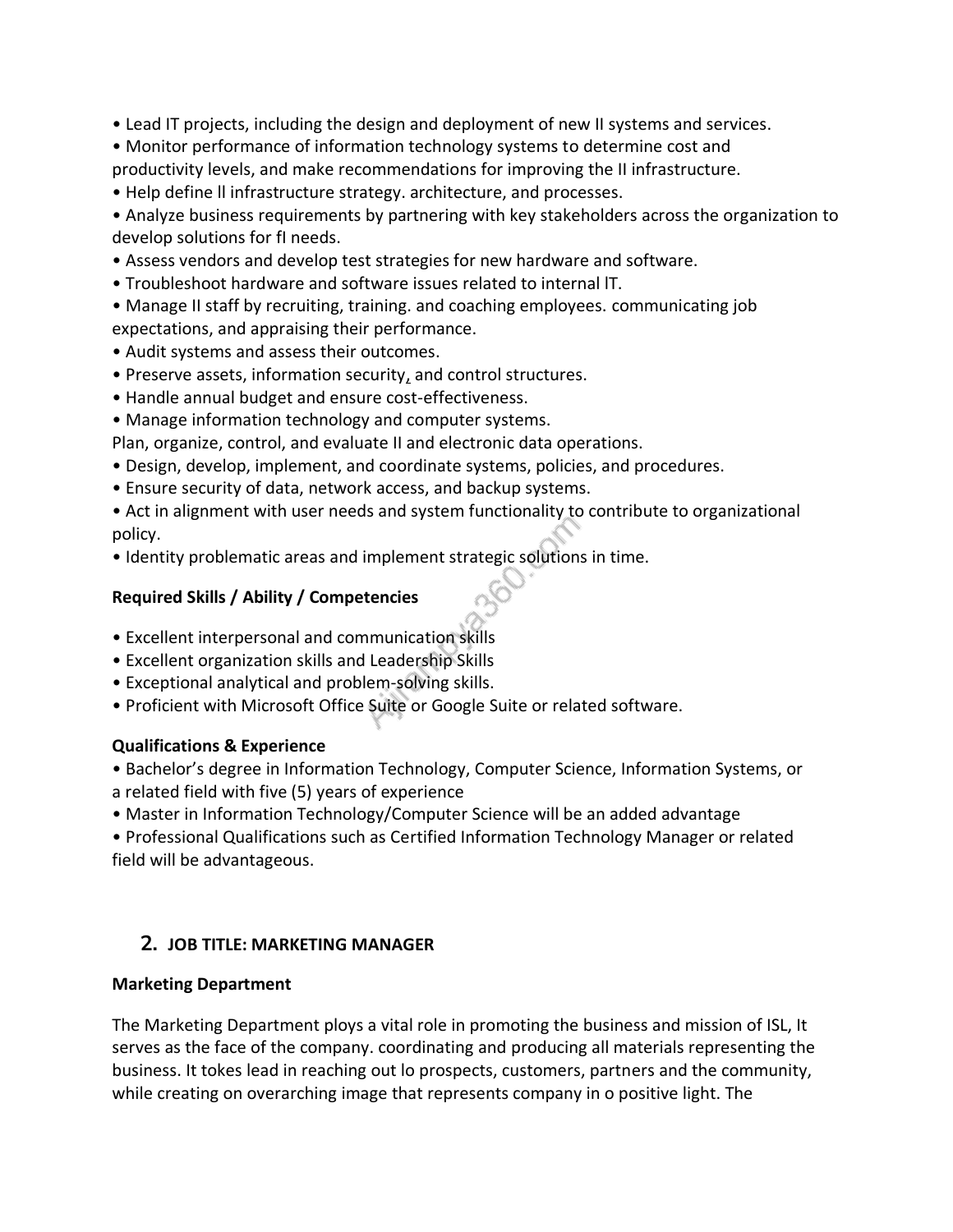- Lead IT projects, including the design and deployment of new II systems and services.
- Monitor performance of information technology systems to determine cost and productivity levels, and make recommendations for improving the II infrastructure.
- Help define ll infrastructure strategy. architecture, and processes.
- Analyze business requirements by partnering with key stakeholders across the organization to develop solutions for fI needs.
- Assess vendors and develop test strategies for new hardware and software.
- Troubleshoot hardware and software issues related to internal lT.
- Manage II staff by recruiting, training. and coaching employees. communicating job expectations, and appraising their performance.
- Audit systems and assess their outcomes.
- Preserve assets, information security, and control structures.
- Handle annual budget and ensure cost-effectiveness.
- Manage information technology and computer systems.

Plan, organize, control, and evaluate II and electronic data operations.

- Design, develop, implement, and coordinate systems, policies, and procedures.
- Ensure security of data, network access, and backup systems.
- Act in alignment with user needs and system functionality to contribute to organizational policy.
- Identity problematic areas and implement strategic solutions in time.

**Required Skills / Ability / Competencies**

- Excellent interpersonal and communication skills
- Excellent organization skills and Leadership Skills
- Exceptional analytical and problem-solving skills.
- Proficient with Microsoft Office Suite or Google Suite or related software.

**Qualifications & Experience**

- Bachelor's degree in Information Technology, Computer Science, Information Systems, or a related field with five (5) years of experience
- Master in Information Technology/Computer Science will be an added advantage
- Professional Qualifications such as Certified Information Technology Manager or related field will be advantageous.

## 2. JOB TITLE: MARKETING MANAGER

**Marketing Department**

The Marketing Department ploys a vital role in promoting the business and mission of ISL, It serves as the face of the company. coordinating and producing all materials representing the business. It tokes lead in reaching out lo prospects, customers, partners and the community, while creating on overarching image that represents company in o positive light. The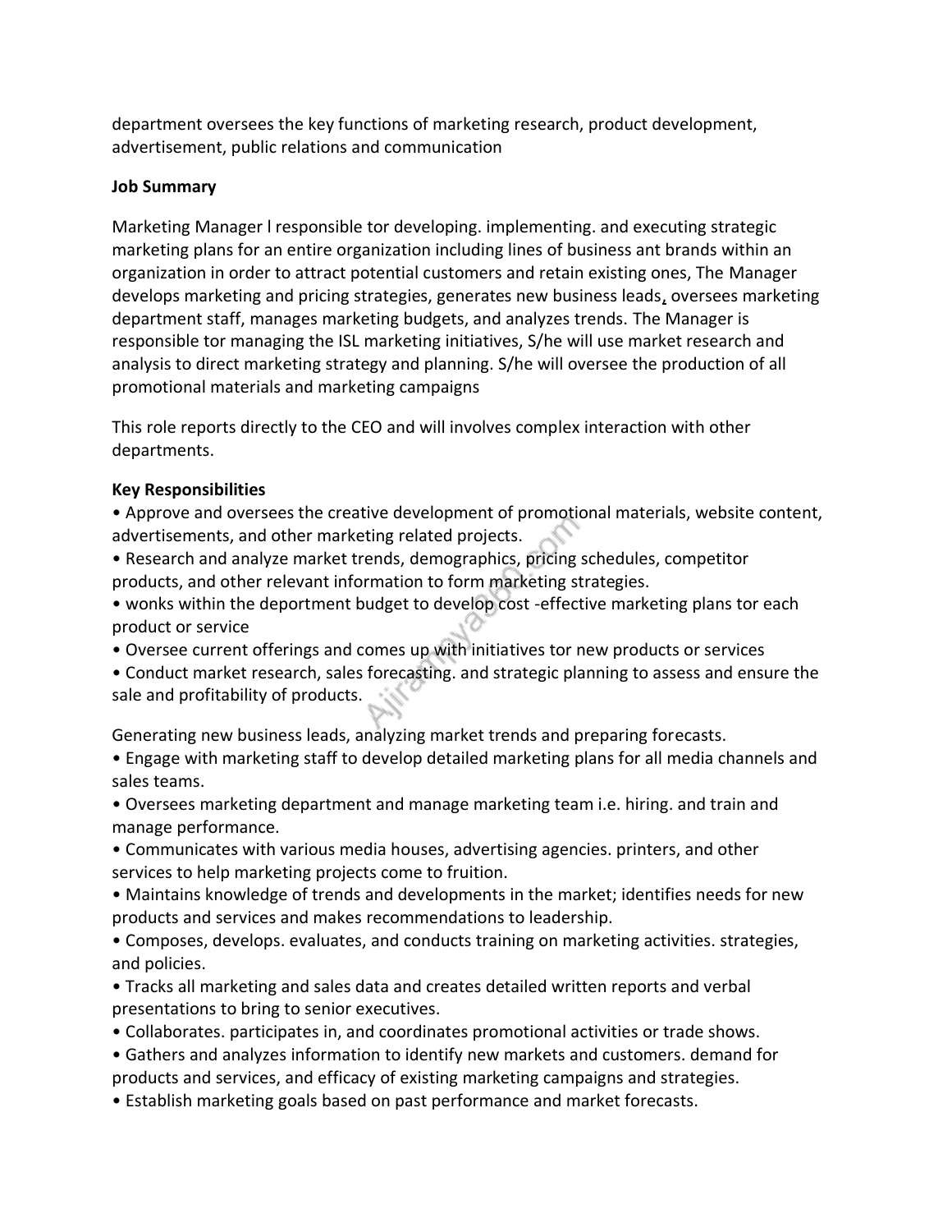department oversees the key functions of marketing research, product development, advertisement, public relations and communication

**Job Summary**

Marketing Manager l responsible tor developing. implementing. and executing strategic marketing plans for an entire organization including lines of business ant brands within an organization in order to attract potential customers and retain existing ones, The Manager develops marketing and pricing strategies, generates new business leads, oversees marketing department staff, manages marketing budgets, and analyzes trends. The Manager is responsible tor managing the ISL marketing initiatives, S/he will use market research and analysis to direct marketing strategy and planning. S/he will oversee the production of all promotional materials and marketing campaigns

This role reports directly to the CEO and will involves complex interaction with other departments.

**Key Responsibilities**

- Approve and oversees the creative development of promotional materials, website content, advertisements, and other marketing related projects.
- Research and analyze market trends, demographics, pricing schedules, competitor products, and other relevant information to form marketing strategies.
- wonks within the deportment budget to develop cost -effective marketing plans tor each product or service
- Oversee current offerings and comes up with initiatives tor new products or services
- Conduct market research, sales forecasting. and strategic planning to assess and ensure the sale and profitability of products.

Generating new business leads, analyzing market trends and preparing forecasts.

- Engage with marketing staff to develop detailed marketing plans for all media channels and sales teams.
- Oversees marketing department and manage marketing team i.e. hiring. and train and manage performance.
- Communicates with various media houses, advertising agencies. printers, and other services to help marketing projects come to fruition.
- Maintains knowledge of trends and developments in the market; identifies needs for new products and services and makes recommendations to leadership.
- Composes, develops. evaluates, and conducts training on marketing activities. strategies, and policies.
- Tracks all marketing and sales data and creates detailed written reports and verbal presentations to bring to senior executives.
- Collaborates. participates in, and coordinates promotional activities or trade shows.
- Gathers and analyzes information to identify new markets and customers. demand for products and services, and efficacy of existing marketing campaigns and strategies.
- Establish marketing goals based on past performance and market forecasts.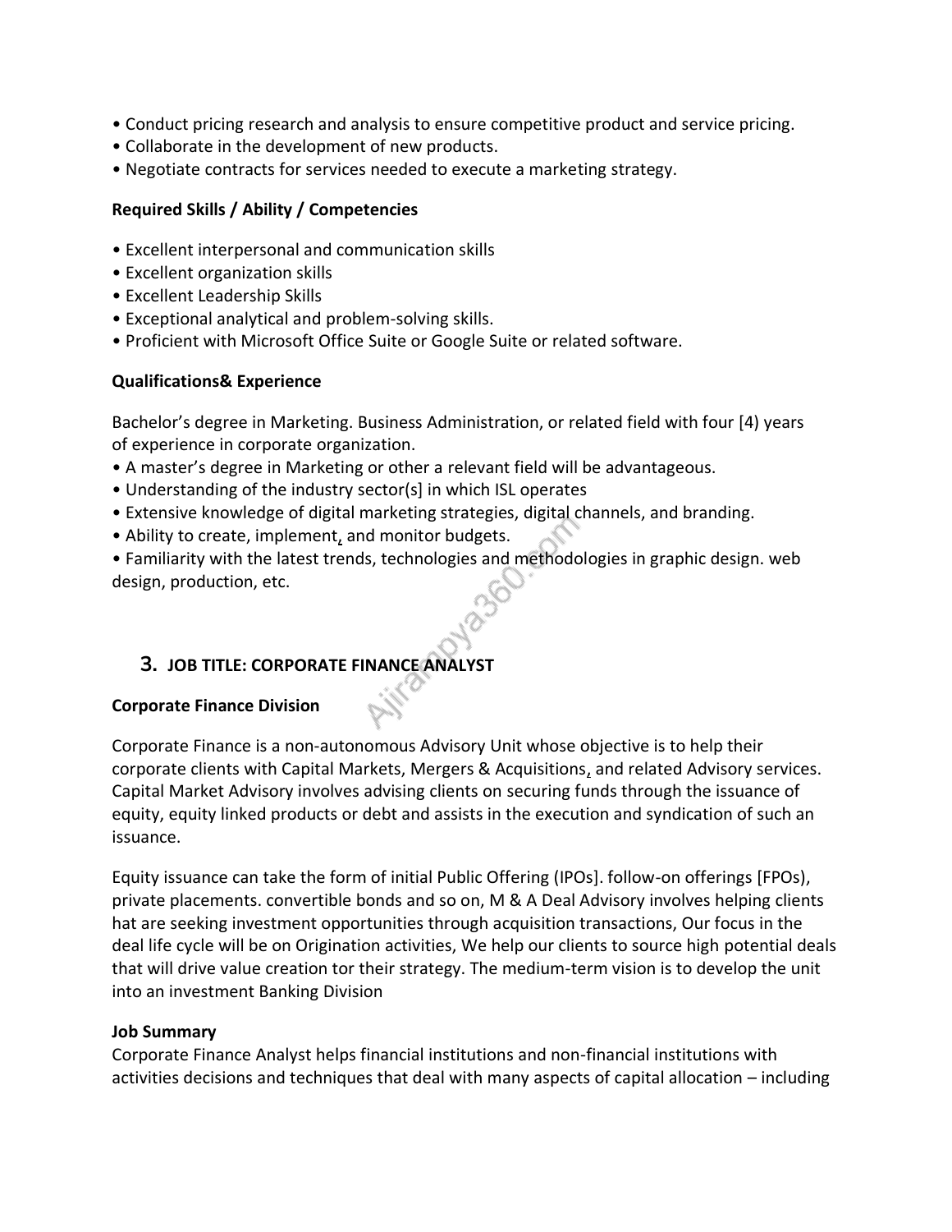- Conduct pricing research and analysis to ensure competitive product and service pricing.
- Collaborate in the development of new products.
- Negotiate contracts for services needed to execute a marketing strategy.

**Required Skills / Ability / Competencies**

- Excellent interpersonal and communication skills
- Excellent organization skills
- Excellent Leadership Skills
- Exceptional analytical and problem-solving skills.
- Proficient with Microsoft Office Suite or Google Suite or related software.

**Qualifications& Experience**

Bachelor's degree in Marketing. Business Administration, or related field with four [4) years of experience in corporate organization.

- A master's degree in Marketing or other a relevant field will be advantageous.
- Understanding of the industry sector(s] in which ISL operates
- Extensive knowledge of digital marketing strategies, digital channels, and branding.
- Ability to create, implement, and monitor budgets.
- Familiarity with the latest trends, technologies and methodologies in graphic design. web design, production, etc.

## 3. JOB TITLE: CORPORATE FINANCE ANALYST

**Corporate Finance Division**

Corporate Finance is a non-autonomous Advisory Unit whose objective is to help their corporate clients with Capital Markets, Mergers & Acquisitions, and related Advisory services. Capital Market Advisory involves advising clients on securing funds through the issuance of equity, equity linked products or debt and assists in the execution and syndication of such an issuance.

Equity issuance can take the form of initial Public Offering (IPOs]. follow-on offerings [FPOs), private placements. convertible bonds and so on, M & A Deal Advisory involves helping clients hat are seeking investment opportunities through acquisition transactions, Our focus in the deal life cycle will be on Origination activities, We help our clients to source high potential deals that will drive value creation tor their strategy. The medium-term vision is to develop the unit into an investment Banking Division

**Job Summary**

Corporate Finance Analyst helps financial institutions and non-financial institutions with activities decisions and techniques that deal with many aspects of capital allocation – including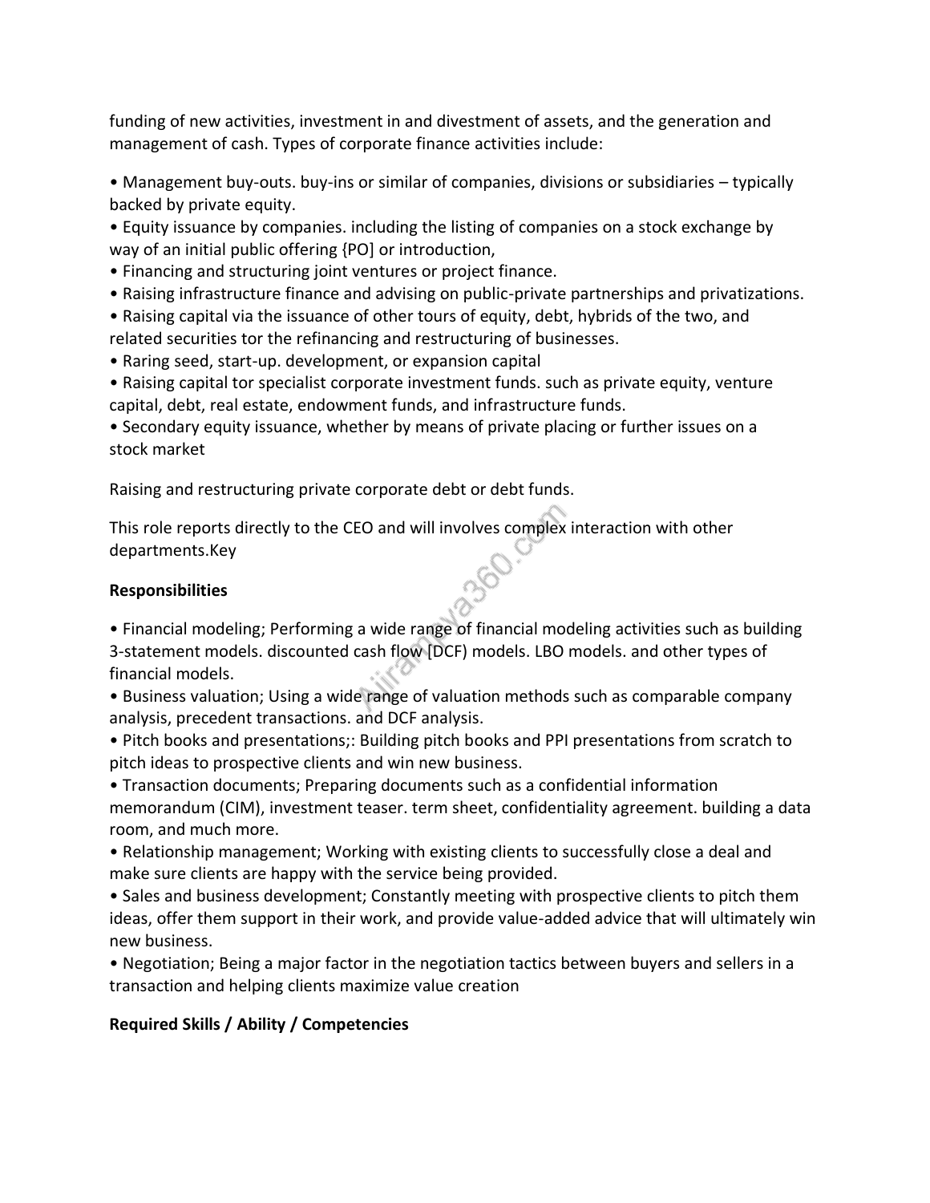funding of new activities, investment in and divestment of assets, and the generation and management of cash. Types of corporate finance activities include:

- Management buy-outs. buy-ins or similar of companies, divisions or subsidiaries – typically backed by private equity.
- Equity issuance by companies. including the listing of companies on a stock exchange by way of an initial public offering {PO] or introduction,
- Financing and structuring joint ventures or project finance.
- Raising infrastructure finance and advising on public-private partnerships and privatizations.
- Raising capital via the issuance of other tours of equity, debt, hybrids of the two, and related securities tor the refinancing and restructuring of businesses.
- Raring seed, start-up. development, or expansion capital
- Raising capital tor specialist corporate investment funds. such as private equity, venture capital, debt, real estate, endowment funds, and infrastructure funds.
- Secondary equity issuance, whether by means of private placing or further issues on a stock market

Raising and restructuring private corporate debt or debt funds.

This role reports directly to the CEO and will involves complex interaction with other departments.Key

**Responsibilities**

- Financial modeling; Performing a wide range of financial modeling activities such as building 3-statement models. discounted cash flow (DCF) models. LBO models. and other types of financial models.
- Business valuation; Using a wide range of valuation methods such as comparable company analysis, precedent transactions. and DCF analysis.
- Pitch books and presentations;: Building pitch books and PPI presentations from scratch to pitch ideas to prospective clients and win new business.
- Transaction documents; Preparing documents such as a confidential information memorandum (CIM), investment teaser. term sheet, confidentiality agreement. building a data room, and much more.
- Relationship management; Working with existing clients to successfully close a deal and make sure clients are happy with the service being provided.
- Sales and business development; Constantly meeting with prospective clients to pitch them ideas, offer them support in their work, and provide value-added advice that will ultimately win new business.
- Negotiation; Being a major factor in the negotiation tactics between buyers and sellers in a transaction and helping clients maximize value creation

**Required Skills / Ability / Competencies**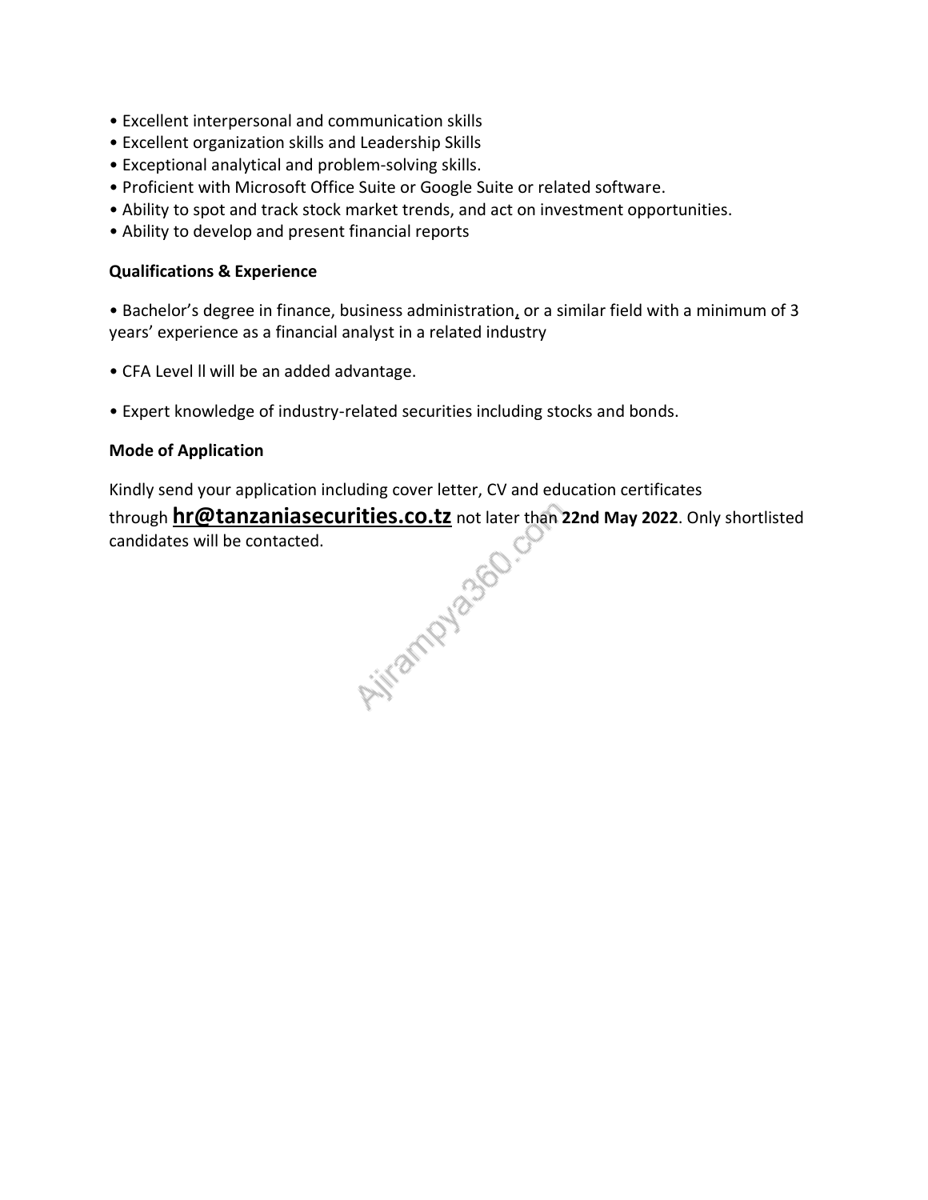- Excellent interpersonal and communication skills
- Excellent organization skills and Leadership Skills
- Exceptional analytical and problem-solving skills.
- Proficient with Microsoft Office Suite or Google Suite or related software.
- Ability to spot and track stock market trends, and act on investment opportunities.
- Ability to develop and present financial reports

**Qualifications & Experience**

- Bachelor's degree in finance, business administration, or a similar field with a minimum of 3 years' experience as a financial analyst in a related industry

- CFA Level ll will be an added advantage.

- Expert knowledge of industry-related securities including stocks and bonds.

**Mode of Application**

Kindly send your application including cover letter, CV and education certificates through **hr@tanzaniasecurities.co.tz** not later than **22nd May 2022**. Only shortlisted candidates will be contacted.